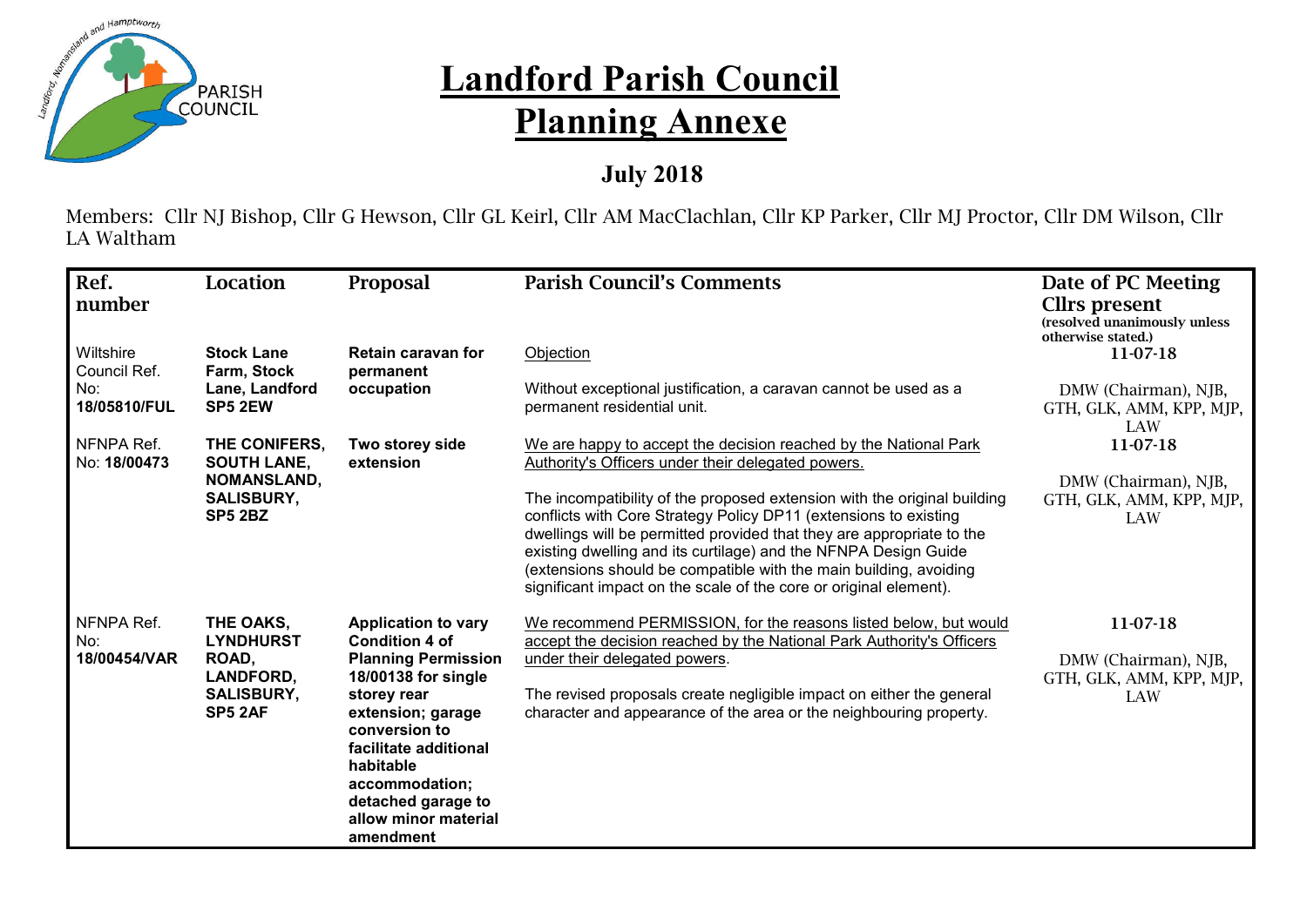# Landford Parish Council
## Planning Annexe

### July 2018

Members: Cllr NJ Bishop, Cllr G Hewson, Cllr GL Keirl, Cllr AM MacClachlan, Cllr KP Parker, Cllr MJ Proctor, Cllr DM Wilson, Cllr LA Waltham

| Ref. number | Location | Proposal | Parish Council's Comments | Date of PC Meeting Cllrs present (resolved unanimously unless otherwise stated.) |
|---|---|---|---|---|
| Wiltshire Council Ref. No: **18/05810/FUL** | **Stock Lane Farm, Stock Lane, Landford SP5 2EW** | **Retain caravan for permanent occupation** | Objection<br><br>Without exceptional justification, a caravan cannot be used as a permanent residential unit. | 11-07-18<br><br>DMW (Chairman), NJB, GTH, GLK, AMM, KPP, MJP, LAW |
| NFNPA Ref. No: **18/00473** | **THE CONIFERS, SOUTH LANE, NOMANSLAND, SALISBURY, SP5 2BZ** | **Two storey side extension** | We are happy to accept the decision reached by the National Park Authority's Officers under their delegated powers.<br><br>The incompatibility of the proposed extension with the original building conflicts with Core Strategy Policy DP11 (extensions to existing dwellings will be permitted provided that they are appropriate to the existing dwelling and its curtilage) and the NFNPA Design Guide (extensions should be compatible with the main building, avoiding significant impact on the scale of the core or original element). | 11-07-18<br><br>DMW (Chairman), NJB, GTH, GLK, AMM, KPP, MJP, LAW |
| NFNPA Ref. No: **18/00454/VAR** | **THE OAKS, LYNDHURST ROAD, LANDFORD, SALISBURY, SP5 2AF** | **Application to vary Condition 4 of Planning Permission 18/00138 for single storey rear extension; garage conversion to facilitate additional habitable accommodation; detached garage to allow minor material amendment** | We recommend PERMISSION, for the reasons listed below, but would accept the decision reached by the National Park Authority's Officers under their delegated powers.<br><br>The revised proposals create negligible impact on either the general character and appearance of the area or the neighbouring property. | 11-07-18<br><br>DMW (Chairman), NJB, GTH, GLK, AMM, KPP, MJP, LAW |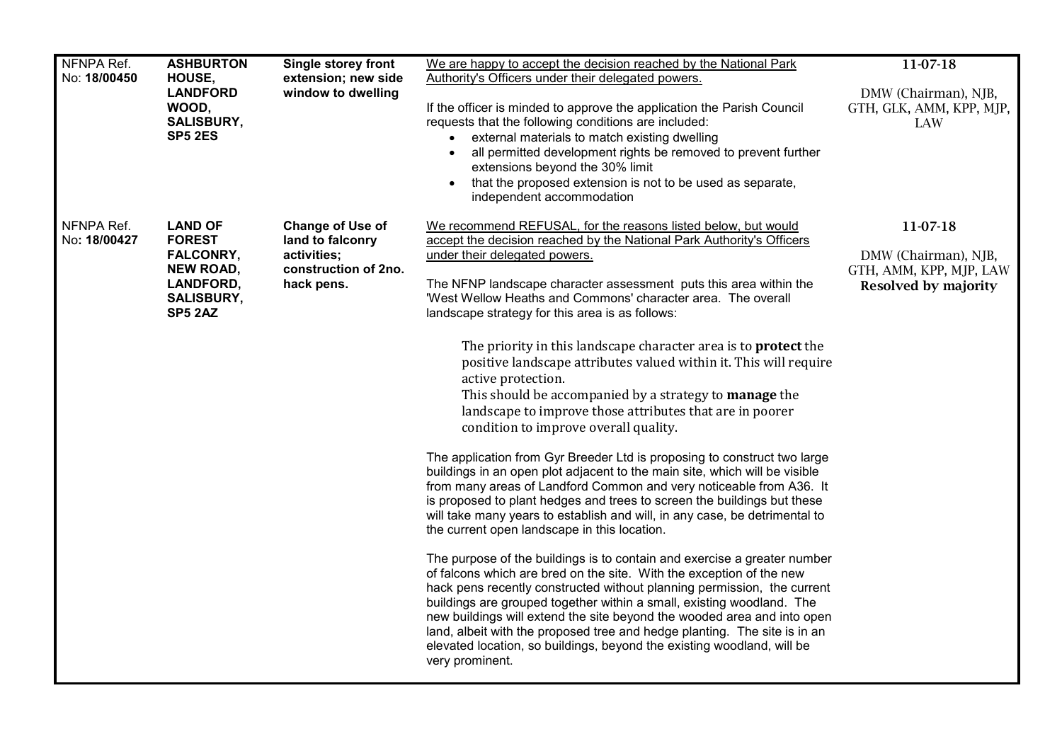| | | | | |
|---|---|---|---|---|
| NFNPA Ref. No: **18/00450** | **ASHBURTON HOUSE, LANDFORD WOOD, SALISBURY, SP5 2ES** | **Single storey front extension; new side window to dwelling** | We are happy to accept the decision reached by the National Park Authority's Officers under their delegated powers.<br><br>If the officer is minded to approve the application the Parish Council requests that the following conditions are included:<br>• external materials to match existing dwelling<br>• all permitted development rights be removed to prevent further extensions beyond the 30% limit<br>• that the proposed extension is not to be used as separate, independent accommodation | 11-07-18<br><br>DMW (Chairman), NJB, GTH, GLK, AMM, KPP, MJP, LAW |
| NFNPA Ref. No: **18/00427** | **LAND OF FOREST FALCONRY, NEW ROAD, LANDFORD, SALISBURY, SP5 2AZ** | **Change of Use of land to falconry activities; construction of 2no. hack pens.** | We recommend REFUSAL, for the reasons listed below, but would accept the decision reached by the National Park Authority's Officers under their delegated powers.<br><br>The NFNP landscape character assessment puts this area within the 'West Wellow Heaths and Commons' character area. The overall landscape strategy for this area is as follows:<br><br>The priority in this landscape character area is to **protect** the positive landscape attributes valued within it. This will require active protection.<br>This should be accompanied by a strategy to **manage** the landscape to improve those attributes that are in poorer condition to improve overall quality.<br><br>The application from Gyr Breeder Ltd is proposing to construct two large buildings in an open plot adjacent to the main site, which will be visible from many areas of Landford Common and very noticeable from A36. It is proposed to plant hedges and trees to screen the buildings but these will take many years to establish and will, in any case, be detrimental to the current open landscape in this location.<br><br>The purpose of the buildings is to contain and exercise a greater number of falcons which are bred on the site. With the exception of the new hack pens recently constructed without planning permission, the current buildings are grouped together within a small, existing woodland. The new buildings will extend the site beyond the wooded area and into open land, albeit with the proposed tree and hedge planting. The site is in an elevated location, so buildings, beyond the existing woodland, will be very prominent. | 11-07-18<br><br>DMW (Chairman), NJB, GTH, AMM, KPP, MJP, LAW<br>**Resolved by majority** |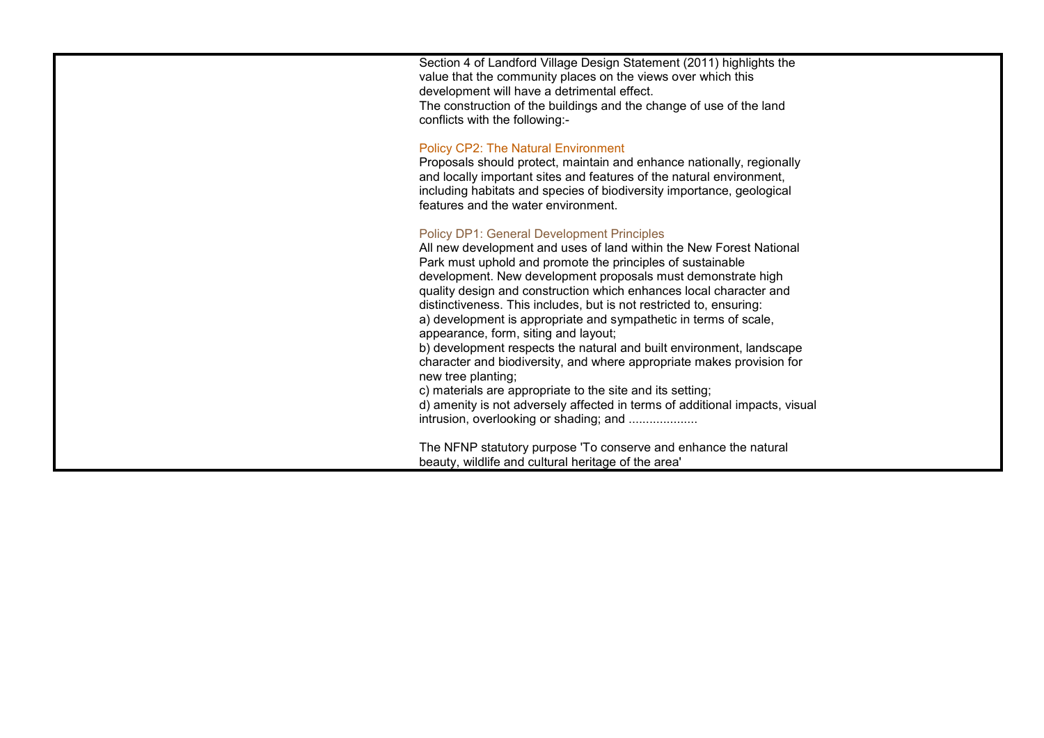Section 4 of Landford Village Design Statement (2011) highlights the value that the community places on the views over which this development will have a detrimental effect.
The construction of the buildings and the change of use of the land conflicts with the following:-

Policy CP2: The Natural Environment
Proposals should protect, maintain and enhance nationally, regionally and locally important sites and features of the natural environment, including habitats and species of biodiversity importance, geological features and the water environment.

Policy DP1: General Development Principles
All new development and uses of land within the New Forest National Park must uphold and promote the principles of sustainable development. New development proposals must demonstrate high quality design and construction which enhances local character and distinctiveness. This includes, but is not restricted to, ensuring:
a) development is appropriate and sympathetic in terms of scale, appearance, form, siting and layout;
b) development respects the natural and built environment, landscape character and biodiversity, and where appropriate makes provision for new tree planting;
c) materials are appropriate to the site and its setting;
d) amenity is not adversely affected in terms of additional impacts, visual intrusion, overlooking or shading; and ....................

The NFNP statutory purpose 'To conserve and enhance the natural beauty, wildlife and cultural heritage of the area'